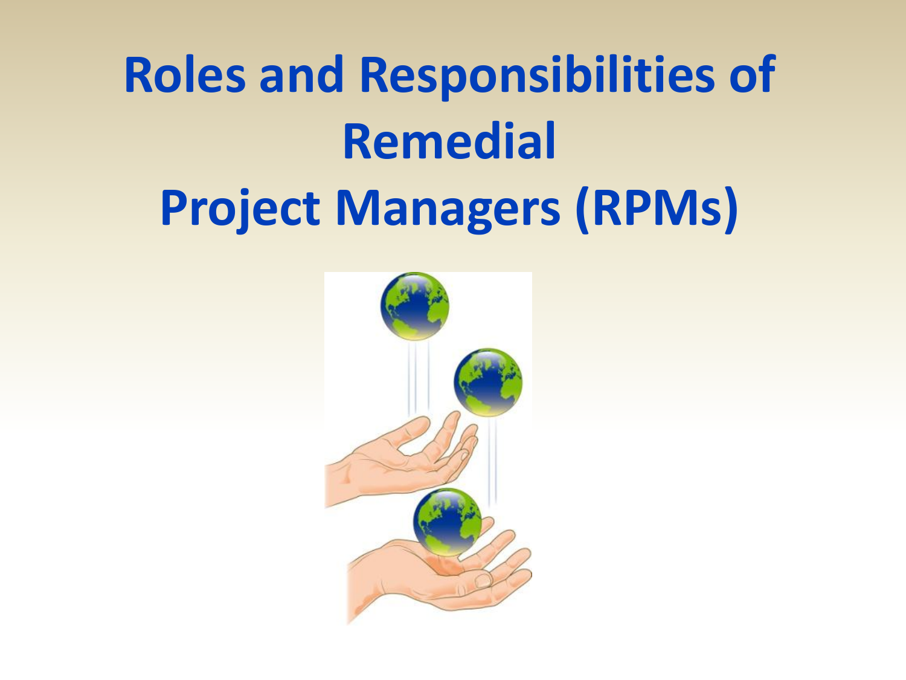# Roles and Responsibilities of Remedial Project Managers (RPMs)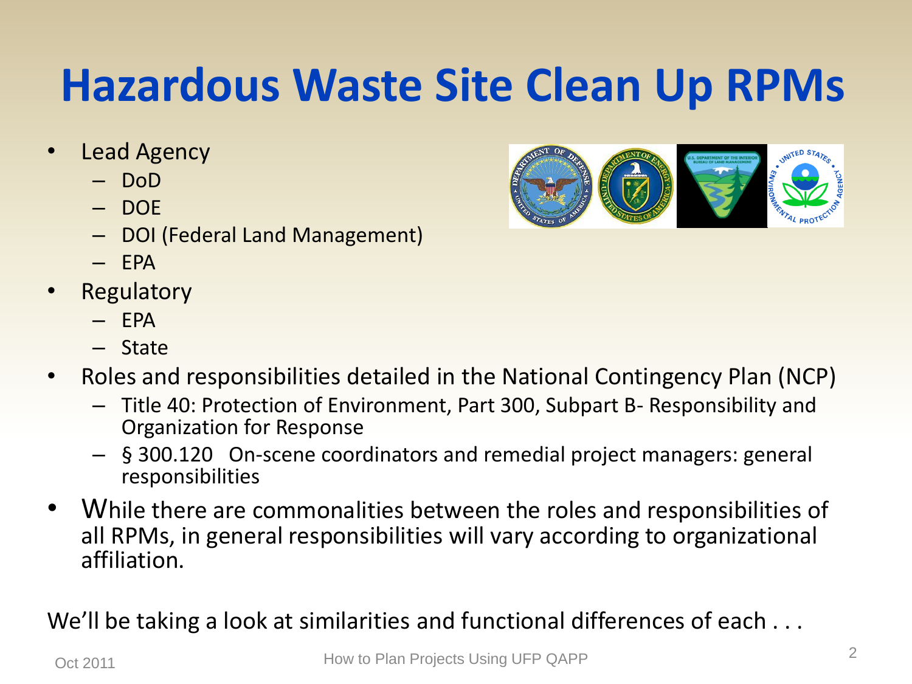# Hazardous Waste Site Clean Up RPMs

- Lead Agency
  - DoD
  - DOE
  - DOI (Federal Land Management)
  - EPA
- Regulatory
  - EPA
  - State
- Roles and responsibilities detailed in the National Contingency Plan (NCP)
  - Title 40: Protection of Environment, Part 300, Subpart B- Responsibility and Organization for Response
  - § 300.120 On-scene coordinators and remedial project managers: general responsibilities
- While there are commonalities between the roles and responsibilities of all RPMs, in general responsibilities will vary according to organizational affiliation.

We'll be taking a look at similarities and functional differences of each . . .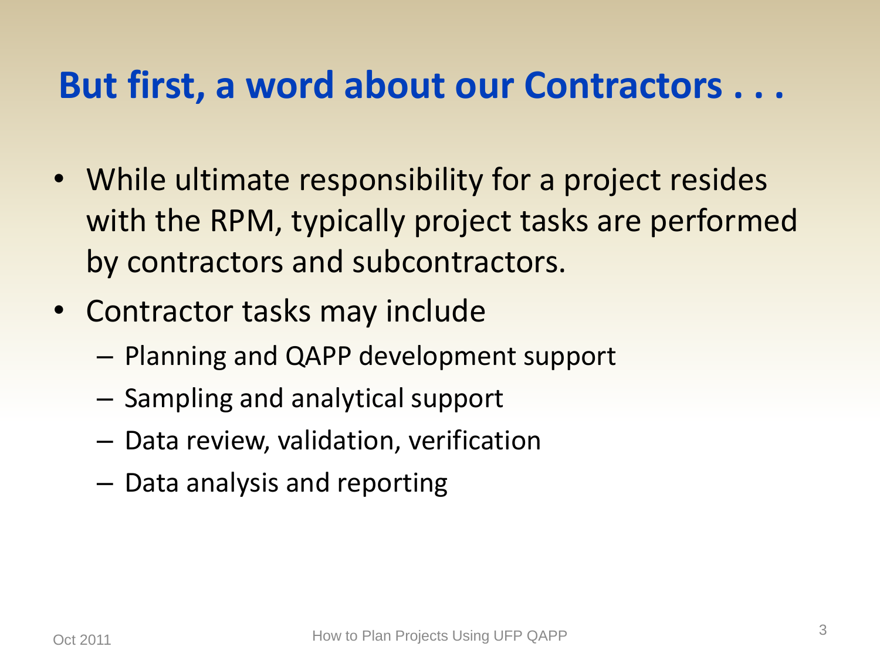# But first, a word about our Contractors . . .

- While ultimate responsibility for a project resides with the RPM, typically project tasks are performed by contractors and subcontractors.
- Contractor tasks may include
  - Planning and QAPP development support
  - Sampling and analytical support
  - Data review, validation, verification
  - Data analysis and reporting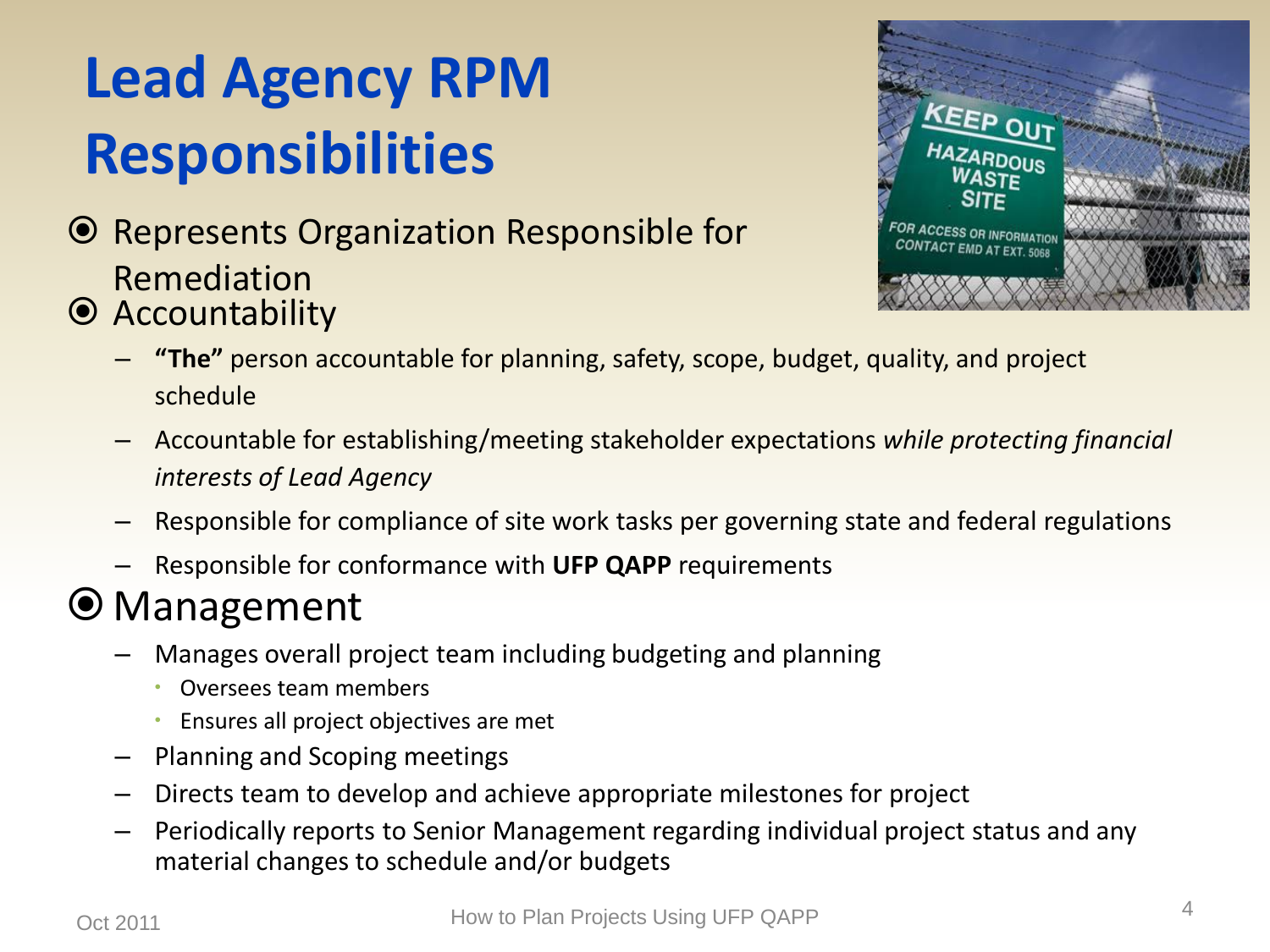# Lead Agency RPM Responsibilities

- Represents Organization Responsible for Remediation
- Accountability
  - **"The"** person accountable for planning, safety, scope, budget, quality, and project schedule
  - Accountable for establishing/meeting stakeholder expectations *while protecting financial interests of Lead Agency*
  - Responsible for compliance of site work tasks per governing state and federal regulations
  - Responsible for conformance with **UFP QAPP** requirements
- Management
  - Manages overall project team including budgeting and planning
    - Oversees team members
    - Ensures all project objectives are met
  - Planning and Scoping meetings
  - Directs team to develop and achieve appropriate milestones for project
  - Periodically reports to Senior Management regarding individual project status and any material changes to schedule and/or budgets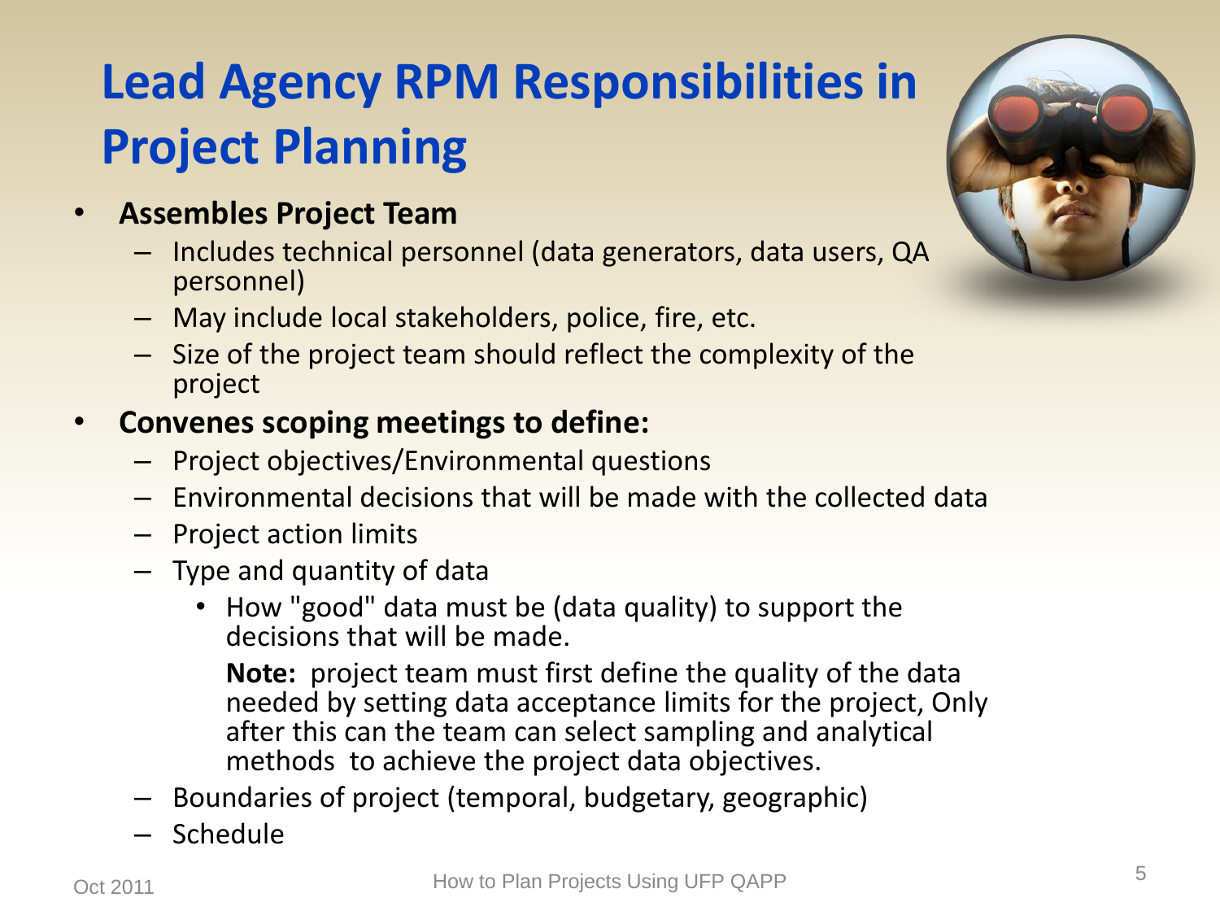# Lead Agency RPM Responsibilities in Project Planning

- **Assembles Project Team**
  - Includes technical personnel (data generators, data users, QA personnel)
  - May include local stakeholders, police, fire, etc.
  - Size of the project team should reflect the complexity of the project
- **Convenes scoping meetings to define:**
  - Project objectives/Environmental questions
  - Environmental decisions that will be made with the collected data
  - Project action limits
  - Type and quantity of data
    - How "good" data must be (data quality) to support the decisions that will be made.

      **Note:** project team must first define the quality of the data needed by setting data acceptance limits for the project, Only after this can the team can select sampling and analytical methods to achieve the project data objectives.
  - Boundaries of project (temporal, budgetary, geographic)
  - Schedule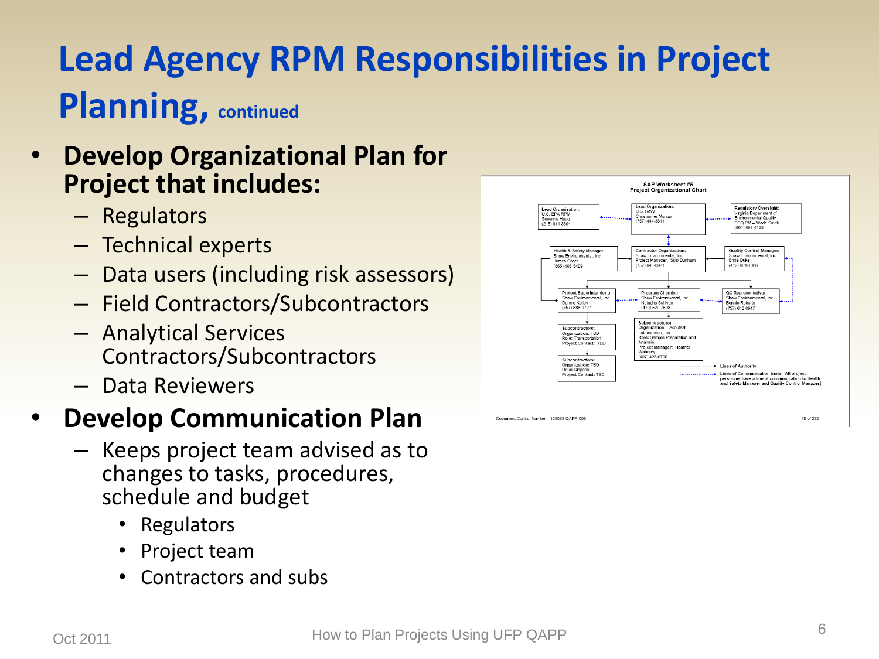# Lead Agency RPM Responsibilities in Project Planning, continued

- **Develop Organizational Plan for Project that includes:**
  - Regulators
  - Technical experts
  - Data users (including risk assessors)
  - Field Contractors/Subcontractors
  - Analytical Services Contractors/Subcontractors
  - Data Reviewers
- **Develop Communication Plan**
  - Keeps project team advised as to changes to tasks, procedures, schedule and budget
    - Regulators
    - Project team
    - Contractors and subs

SAP Worksheet #5
Project Organizational Chart

Lead Organization: U.S. EPA RPM, Susanne Haug, (215) 814-3394

Lead Organization: U.S. Navy, Christopher Murray, (757) 444-3611

Regulatory Oversight: Virginia Department of Environmental Quality, DEQ PM – Wade Smith, (804) 698-4125

Health & Safety Manager: Shaw Environmental, Inc., James Greer, (865) 466-5409

Contractor Organization: Shaw Environmental, Inc., Project Manager: Skip Dunham, (757) 640-6921

Quality Control Manager: Shaw Environmental, Inc., Ernie Duke, (412) 601-1086

Project Superintendent: Shaw Environmental, Inc., Dennis Kelley, (757) 688-0727

Program Chemist: Shaw Environmental, Inc., Natasha Sullivan, (410) 520-7598

QC Representative: Shaw Environmental, Inc., Bonnie Roberts, (757) 640-6947

Subcontractors: Organization: TBD, Role: Transportation, Project Contact: TBD

Subcontractors: Organization: Accutest Laboratories, Inc., Role: Sample Preparation and Analysis, Project Manager: Heather Wandrey, (407) 425-6700

Subcontractors: Organization: TBD, Role: Disposal, Project Contact: TBD

Lines of Authority

Lines of Communication (note: All project personnel have a line of communication to Health and Safety Manager and Quality Control Manager)

Document Control Number: 128068-QAPP-005

Oct 2011 — How to Plan Projects Using UFP QAPP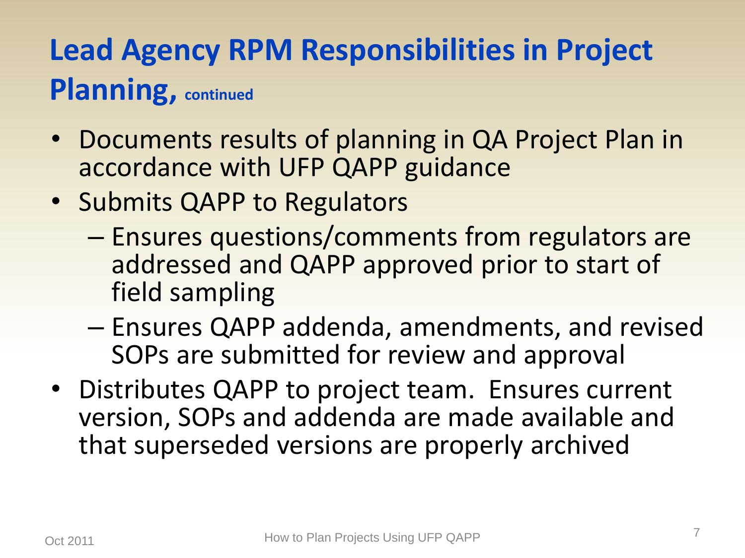# Lead Agency RPM Responsibilities in Project Planning, continued

- Documents results of planning in QA Project Plan in accordance with UFP QAPP guidance
- Submits QAPP to Regulators
  - Ensures questions/comments from regulators are addressed and QAPP approved prior to start of field sampling
  - Ensures QAPP addenda, amendments, and revised SOPs are submitted for review and approval
- Distributes QAPP to project team. Ensures current version, SOPs and addenda are made available and that superseded versions are properly archived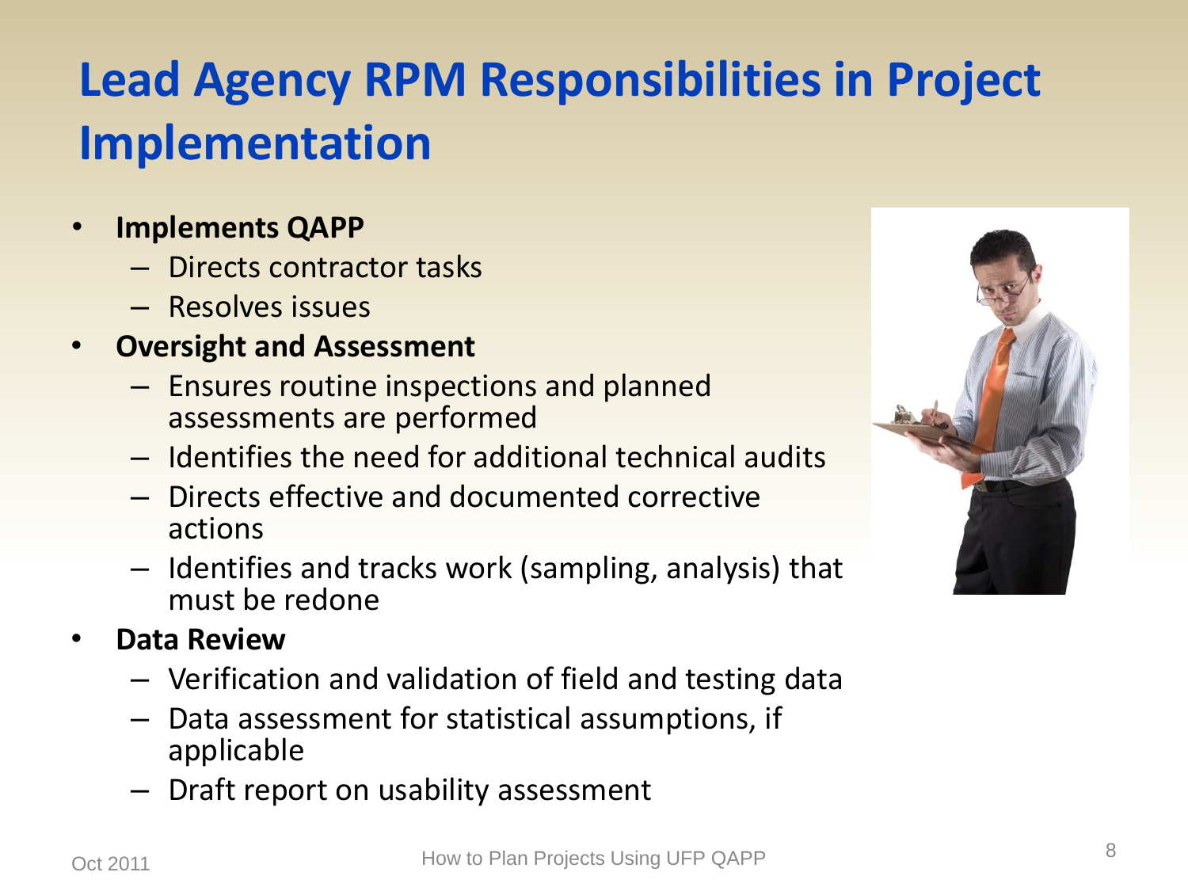# Lead Agency RPM Responsibilities in Project Implementation

- **Implements QAPP**
  - Directs contractor tasks
  - Resolves issues
- **Oversight and Assessment**
  - Ensures routine inspections and planned assessments are performed
  - Identifies the need for additional technical audits
  - Directs effective and documented corrective actions
  - Identifies and tracks work (sampling, analysis) that must be redone
- **Data Review**
  - Verification and validation of field and testing data
  - Data assessment for statistical assumptions, if applicable
  - Draft report on usability assessment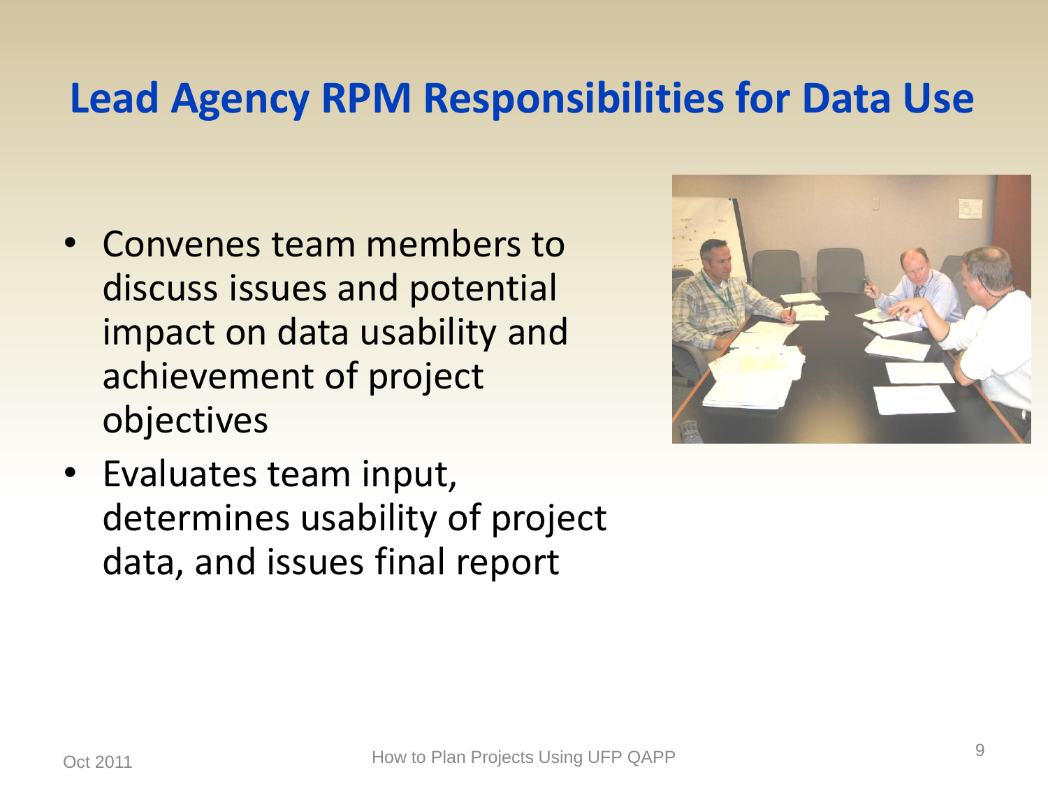# Lead Agency RPM Responsibilities for Data Use

- Convenes team members to discuss issues and potential impact on data usability and achievement of project objectives
- Evaluates team input, determines usability of project data, and issues final report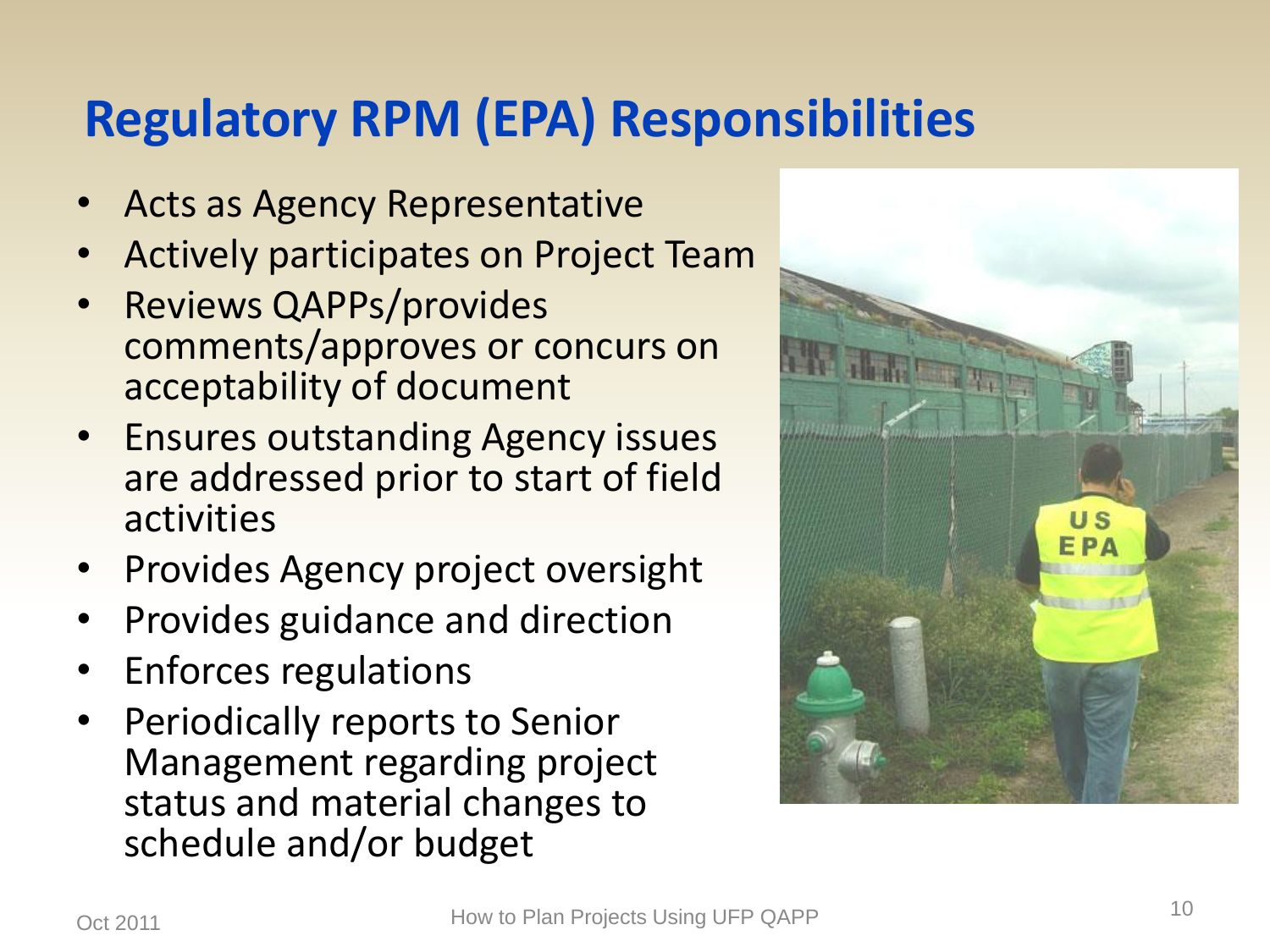# Regulatory RPM (EPA) Responsibilities

- Acts as Agency Representative
- Actively participates on Project Team
- Reviews QAPPs/provides comments/approves or concurs on acceptability of document
- Ensures outstanding Agency issues are addressed prior to start of field activities
- Provides Agency project oversight
- Provides guidance and direction
- Enforces regulations
- Periodically reports to Senior Management regarding project status and material changes to schedule and/or budget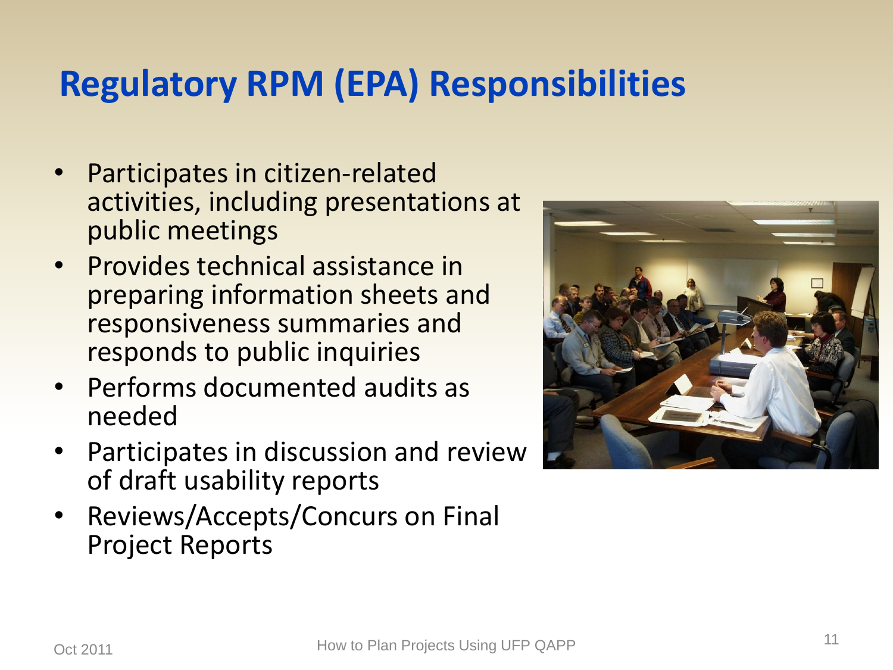# Regulatory RPM (EPA) Responsibilities

- Participates in citizen-related activities, including presentations at public meetings
- Provides technical assistance in preparing information sheets and responsiveness summaries and responds to public inquiries
- Performs documented audits as needed
- Participates in discussion and review of draft usability reports
- Reviews/Accepts/Concurs on Final Project Reports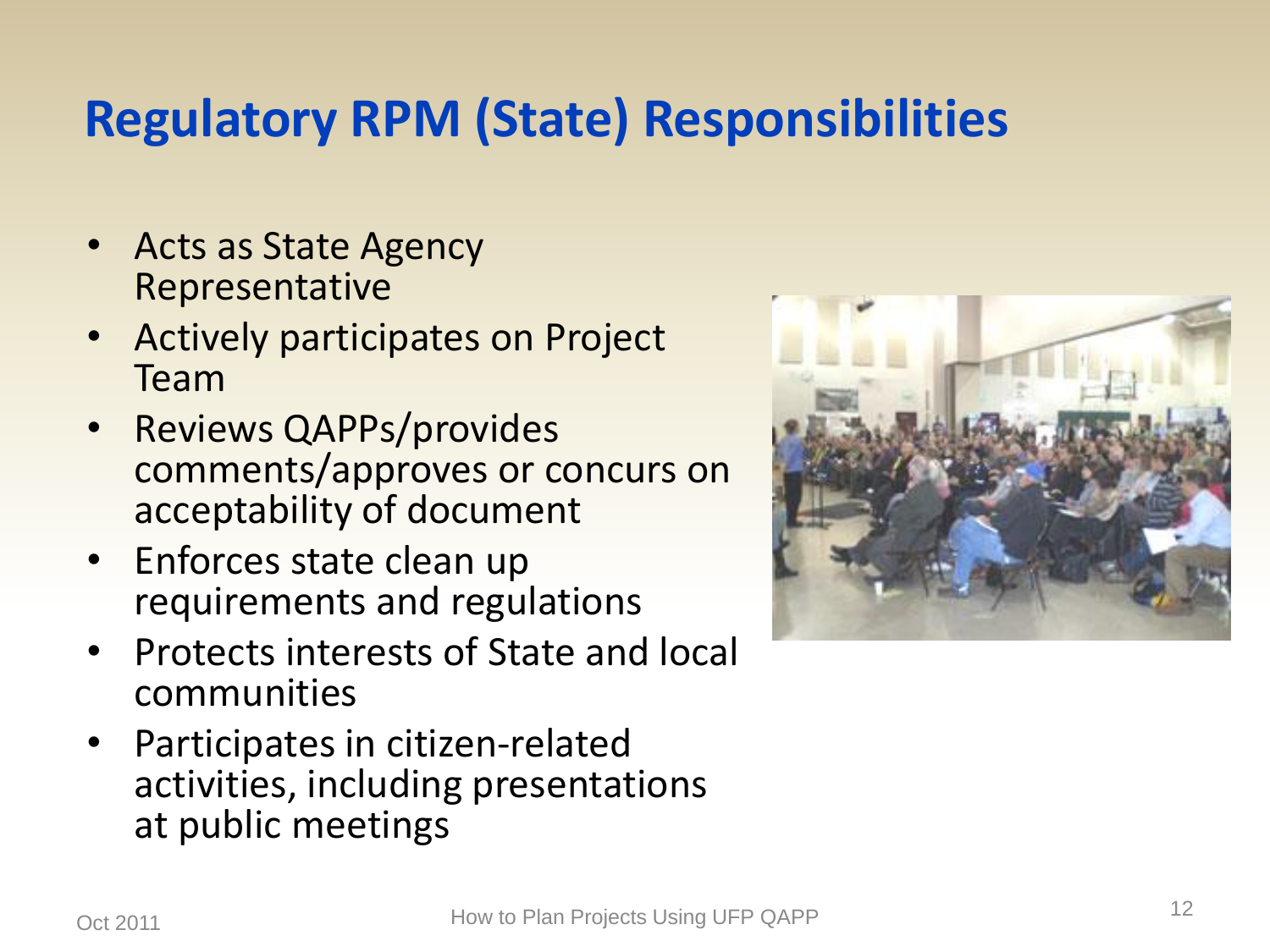# Regulatory RPM (State) Responsibilities

- Acts as State Agency Representative
- Actively participates on Project Team
- Reviews QAPPs/provides comments/approves or concurs on acceptability of document
- Enforces state clean up requirements and regulations
- Protects interests of State and local communities
- Participates in citizen-related activities, including presentations at public meetings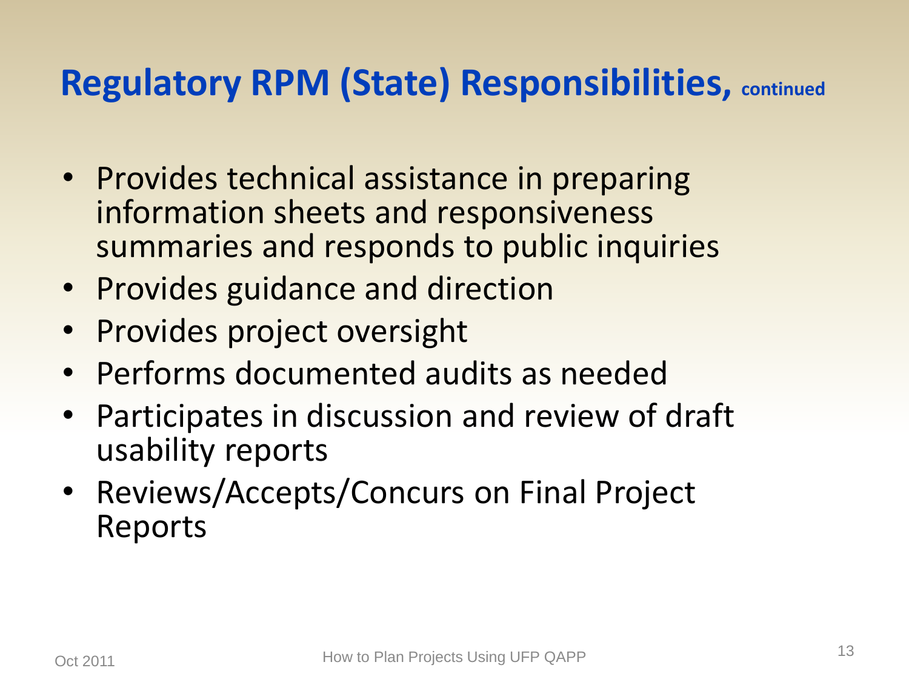# Regulatory RPM (State) Responsibilities, continued

- Provides technical assistance in preparing information sheets and responsiveness summaries and responds to public inquiries
- Provides guidance and direction
- Provides project oversight
- Performs documented audits as needed
- Participates in discussion and review of draft usability reports
- Reviews/Accepts/Concurs on Final Project Reports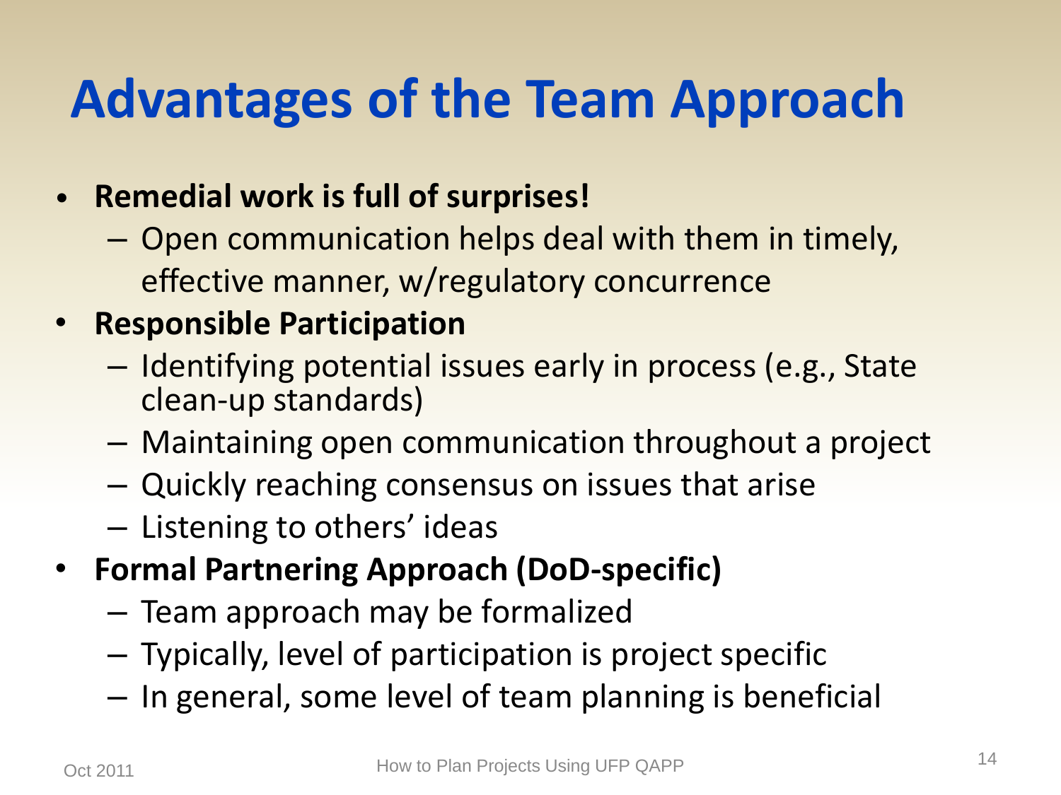# Advantages of the Team Approach

- **Remedial work is full of surprises!**
  - Open communication helps deal with them in timely, effective manner, w/regulatory concurrence
- **Responsible Participation**
  - Identifying potential issues early in process (e.g., State clean-up standards)
  - Maintaining open communication throughout a project
  - Quickly reaching consensus on issues that arise
  - Listening to others' ideas
- **Formal Partnering Approach (DoD-specific)**
  - Team approach may be formalized
  - Typically, level of participation is project specific
  - In general, some level of team planning is beneficial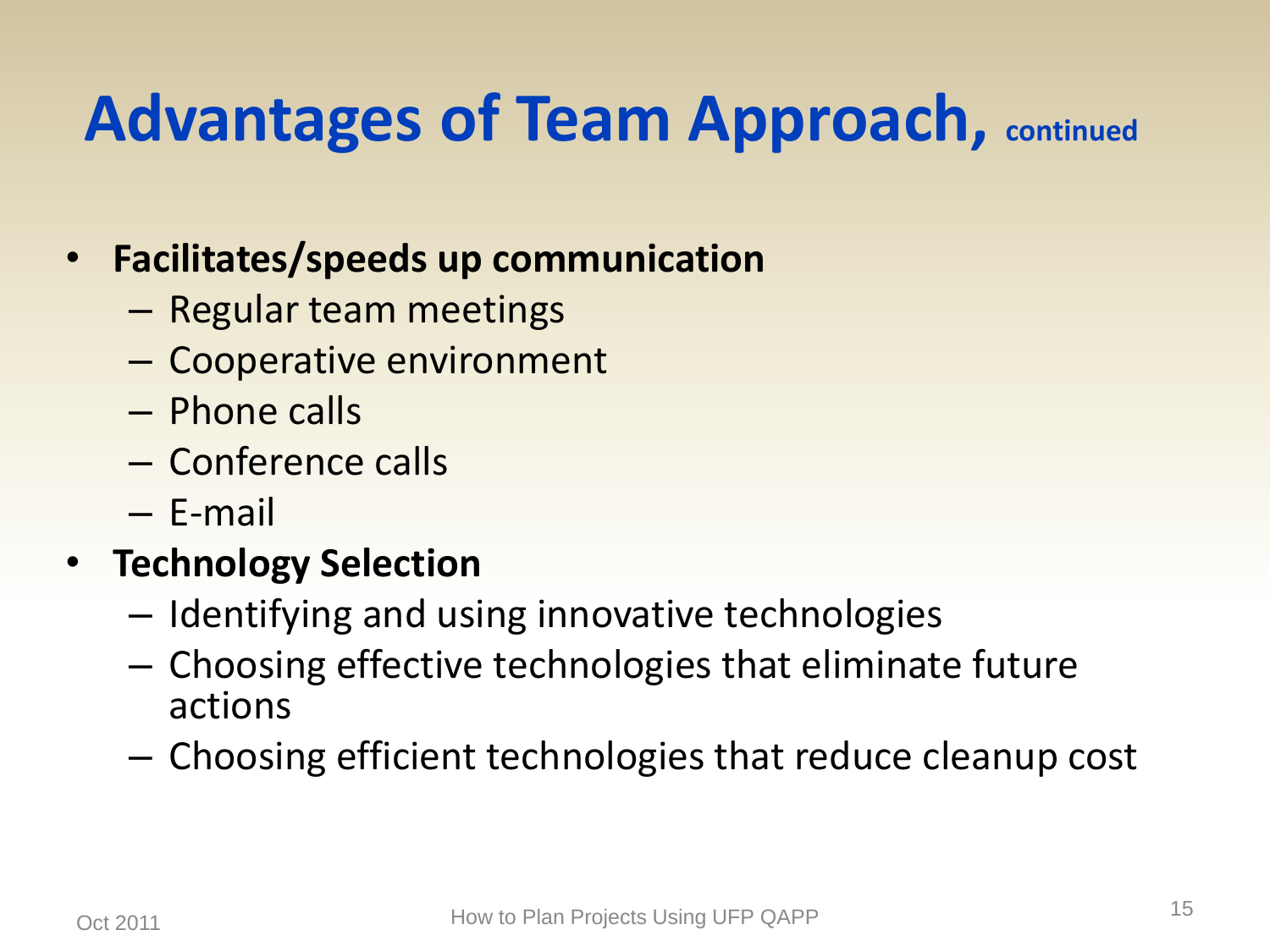# Advantages of Team Approach, continued

- **Facilitates/speeds up communication**
  - Regular team meetings
  - Cooperative environment
  - Phone calls
  - Conference calls
  - E-mail
- **Technology Selection**
  - Identifying and using innovative technologies
  - Choosing effective technologies that eliminate future actions
  - Choosing efficient technologies that reduce cleanup cost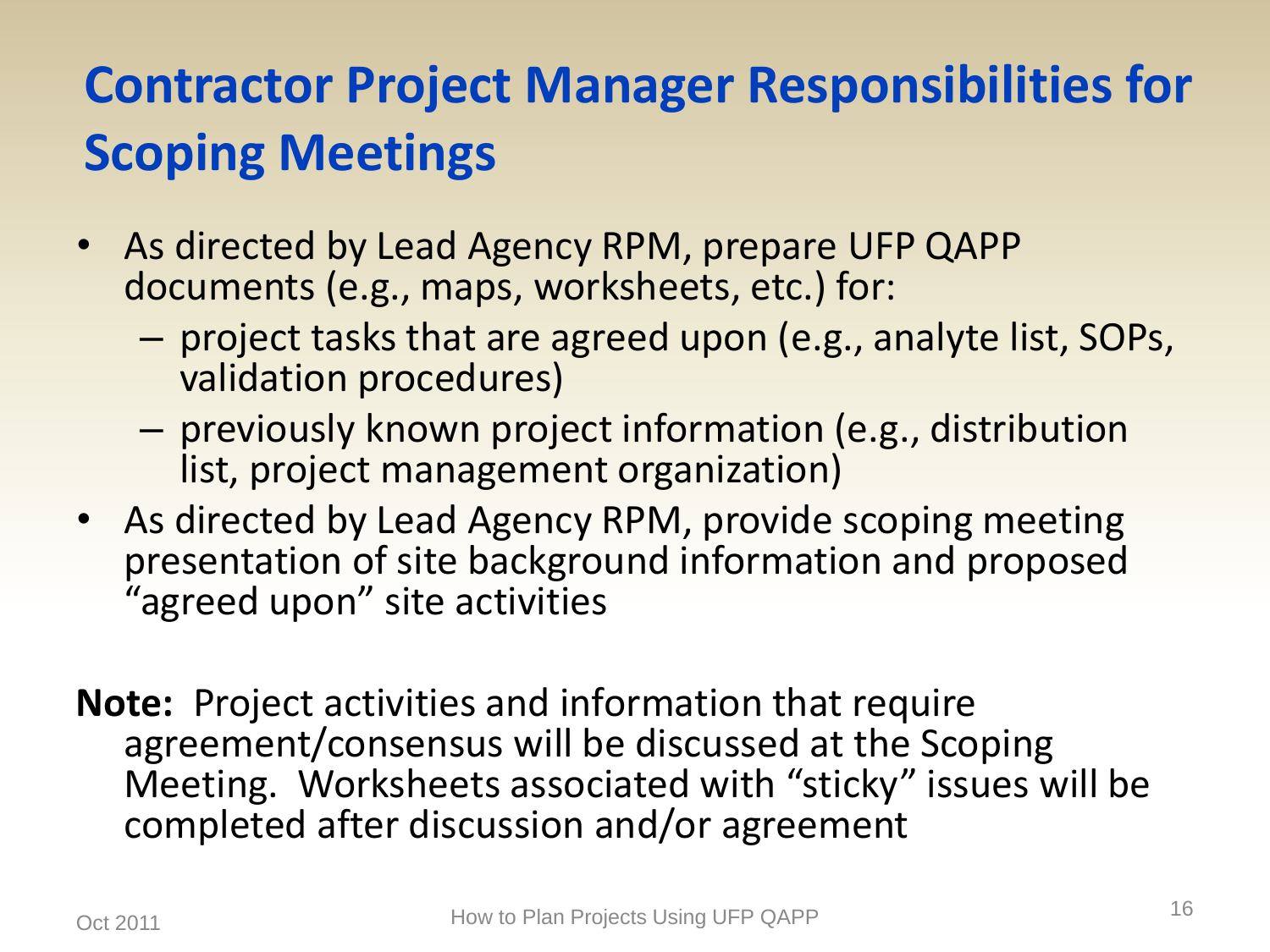# Contractor Project Manager Responsibilities for Scoping Meetings

- As directed by Lead Agency RPM, prepare UFP QAPP documents (e.g., maps, worksheets, etc.) for:
  - project tasks that are agreed upon (e.g., analyte list, SOPs, validation procedures)
  - previously known project information (e.g., distribution list, project management organization)
- As directed by Lead Agency RPM, provide scoping meeting presentation of site background information and proposed "agreed upon" site activities

**Note:** Project activities and information that require agreement/consensus will be discussed at the Scoping Meeting. Worksheets associated with "sticky" issues will be completed after discussion and/or agreement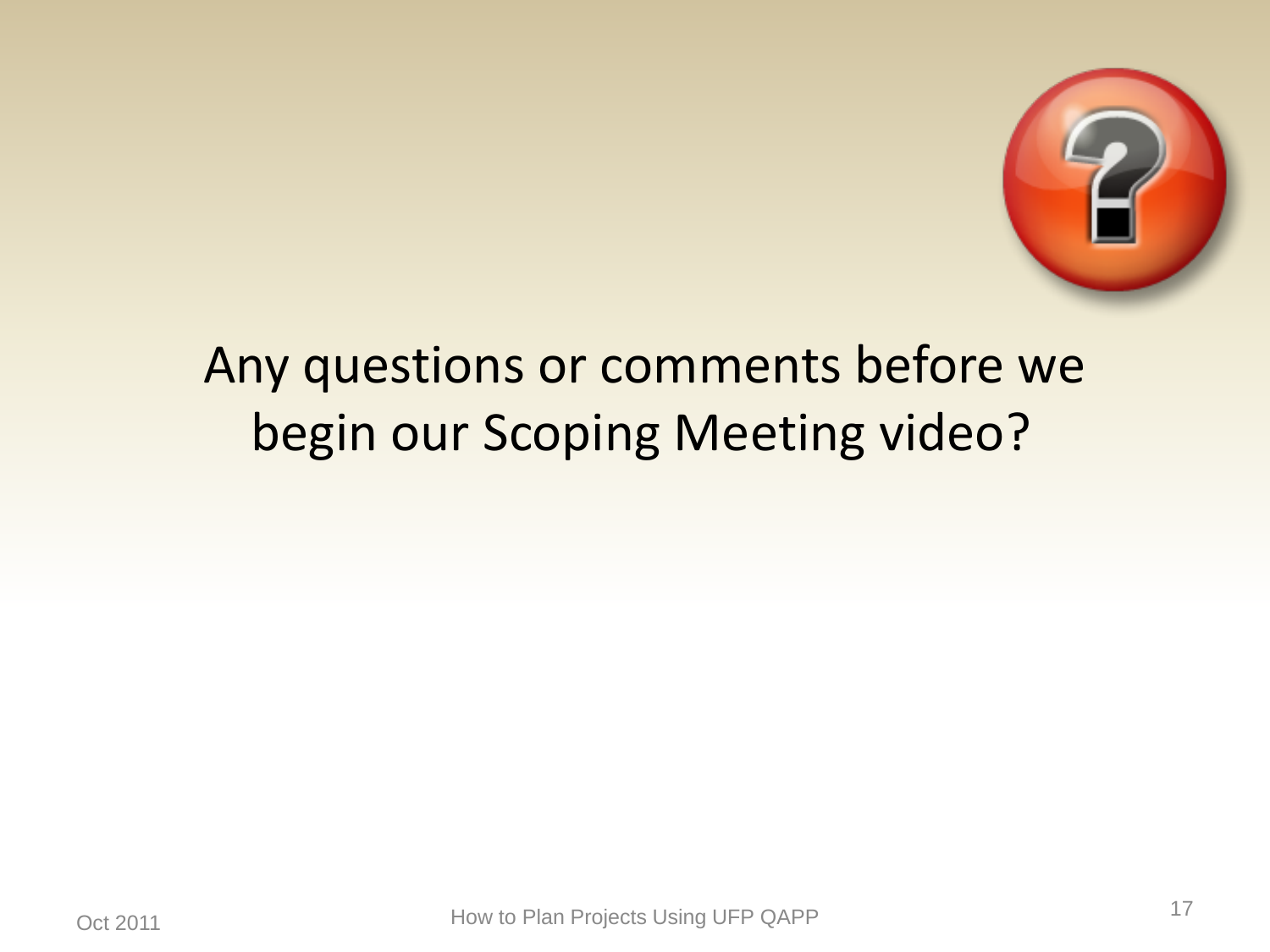Any questions or comments before we begin our Scoping Meeting video?